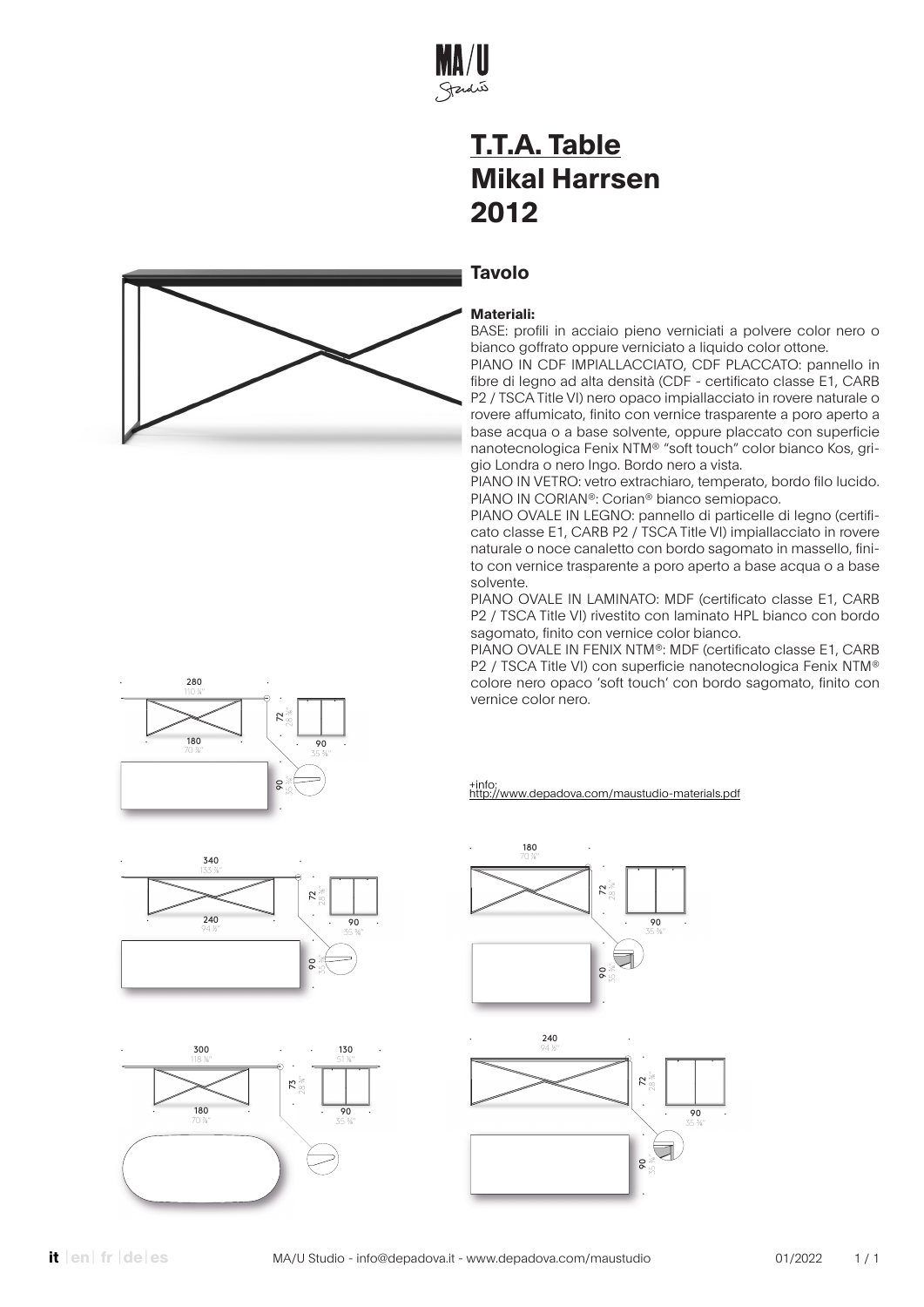# T.T.A. Table
# Mikal Harrsen
# 2012

## Tavolo

**Materiali:**

BASE: profili in acciaio pieno verniciati a polvere color nero o bianco goffrato oppure verniciato a liquido color ottone.

PIANO IN CDF IMPIALLACCIATO, CDF PLACCATO: pannello in fibre di legno ad alta densità (CDF - certificato classe E1, CARB P2 / TSCA Title VI) nero opaco impiallacciato in rovere naturale o rovere affumicato, finito con vernice trasparente a poro aperto a base acqua o a base solvente, oppure placcato con superficie nanotecnologica Fenix NTM® "soft touch" color bianco Kos, grigio Londra o nero Ingo. Bordo nero a vista.

PIANO IN VETRO: vetro extrachiaro, temperato, bordo filo lucido.

PIANO IN CORIAN®: Corian® bianco semiopaco.

PIANO OVALE IN LEGNO: pannello di particelle di legno (certificato classe E1, CARB P2 / TSCA Title VI) impiallacciato in rovere naturale o noce canaletto con bordo sagomato in massello, finito con vernice trasparente a poro aperto a base acqua o a base solvente.

PIANO OVALE IN LAMINATO: MDF (certificato classe E1, CARB P2 / TSCA Title VI) rivestito con laminato HPL bianco con bordo sagomato, finito con vernice color bianco.

PIANO OVALE IN FENIX NTM®: MDF (certificato classe E1, CARB P2 / TSCA Title VI) con superficie nanotecnologica Fenix NTM® colore nero opaco 'soft touch' con bordo sagomato, finito con vernice color nero.

+info:
http://www.depadova.com/maustudio-materials.pdf

280 / 110 ¼" — 180 / 70 ⅞" — 72 / 28 ⅜" — 90 / 35 ⅜" — 90 / 35 ⅜"

340 / 133 ⅞" — 240 / 94 ½" — 72 / 28 ⅜" — 90 / 35 ⅜" — 90 / 35 ⅜"

300 / 118 ⅛" — 180 / 70 ⅞" — 73 / 28 ¾" — 130 / 51 ⅛" — 90 / 35 ⅜"

180 / 70 ⅞" — 72 / 28 ⅜" — 90 / 35 ⅜" — 90 / 35 ⅜"

240 / 94 ½" — 72 / 28 ⅜" — 90 / 35 ⅜" — 90 / 35 ⅜"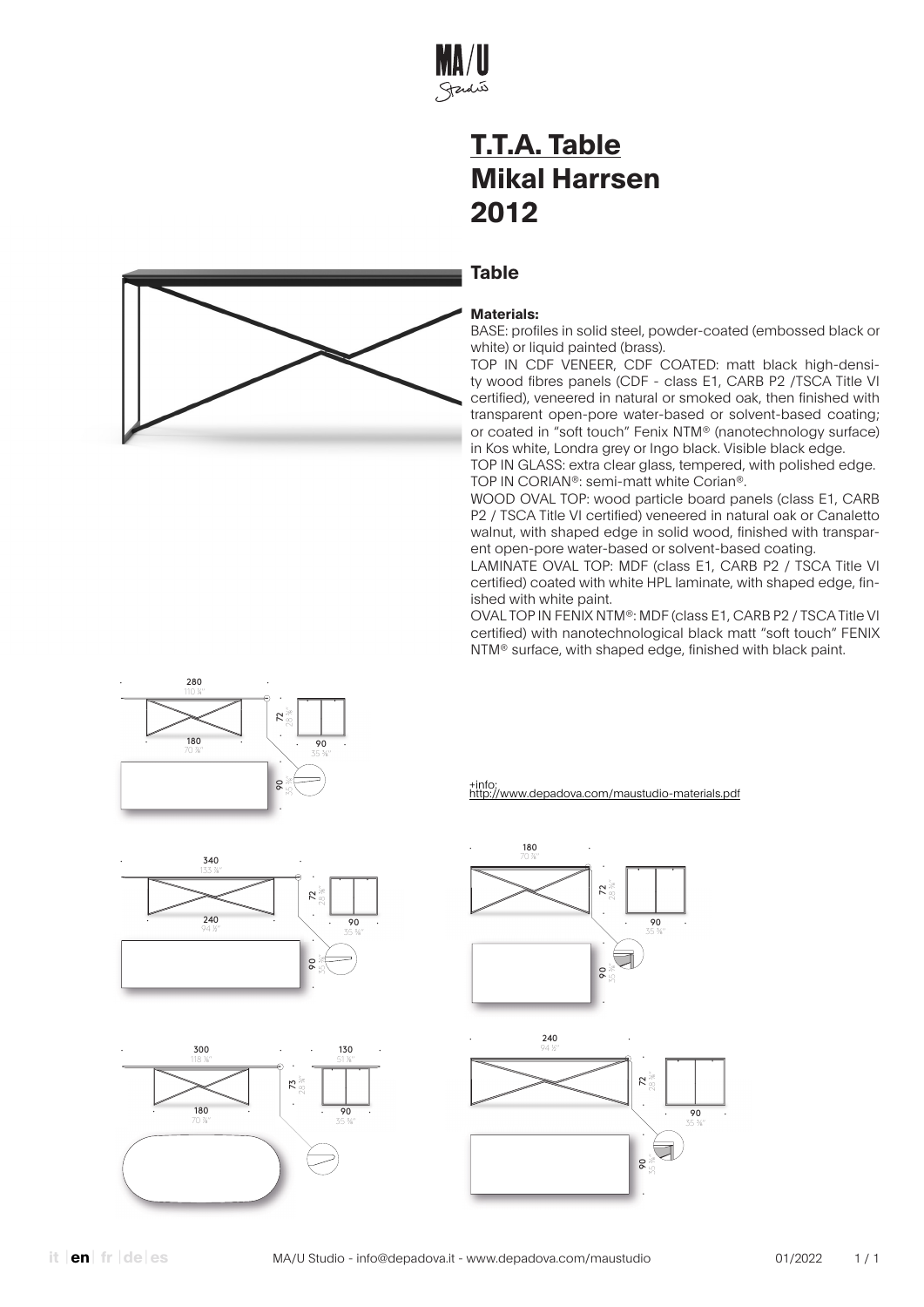# T.T.A. Table Mikal Harrsen 2012

## Table

**Materials:**

BASE: profiles in solid steel, powder-coated (embossed black or white) or liquid painted (brass).

TOP IN CDF VENEER, CDF COATED: matt black high-density wood fibres panels (CDF - class E1, CARB P2 /TSCA Title VI certified), veneered in natural or smoked oak, then finished with transparent open-pore water-based or solvent-based coating; or coated in "soft touch" Fenix NTM® (nanotechnology surface) in Kos white, Londra grey or Ingo black. Visible black edge.

TOP IN GLASS: extra clear glass, tempered, with polished edge.

TOP IN CORIAN®: semi-matt white Corian®.

WOOD OVAL TOP: wood particle board panels (class E1, CARB P2 / TSCA Title VI certified) veneered in natural oak or Canaletto walnut, with shaped edge in solid wood, finished with transparent open-pore water-based or solvent-based coating.

LAMINATE OVAL TOP: MDF (class E1, CARB P2 / TSCA Title VI certified) coated with white HPL laminate, with shaped edge, finished with white paint.

OVAL TOP IN FENIX NTM®: MDF (class E1, CARB P2 / TSCA Title VI certified) with nanotechnological black matt "soft touch" FENIX NTM® surface, with shaped edge, finished with black paint.

+info:
http://www.depadova.com/maustudio-materials.pdf

280 / 110 ¼" — 180 / 70 ⅞" — 72 / 28 ⅜" — 90 / 35 ⅜" — 90 / 35 ⅜"

340 / 133 ⅞" — 240 / 94 ½" — 72 / 28 ⅜" — 90 / 35 ⅜" — 90 / 35 ⅜"

300 / 118 ⅛" — 180 / 70 ⅞" — 73 / 28 ¾" — 130 / 51 ⅛" — 90 / 35 ⅜"

180 / 70 ⅞" — 72 / 28 ⅜" — 90 / 35 ⅜" — 90 / 35 ⅜"

240 / 94 ½" — 72 / 28 ⅜" — 90 / 35 ⅜" — 90 / 35 ⅜"

MA/U Studio - info@depadova.it - www.depadova.com/maustudio — 01/2022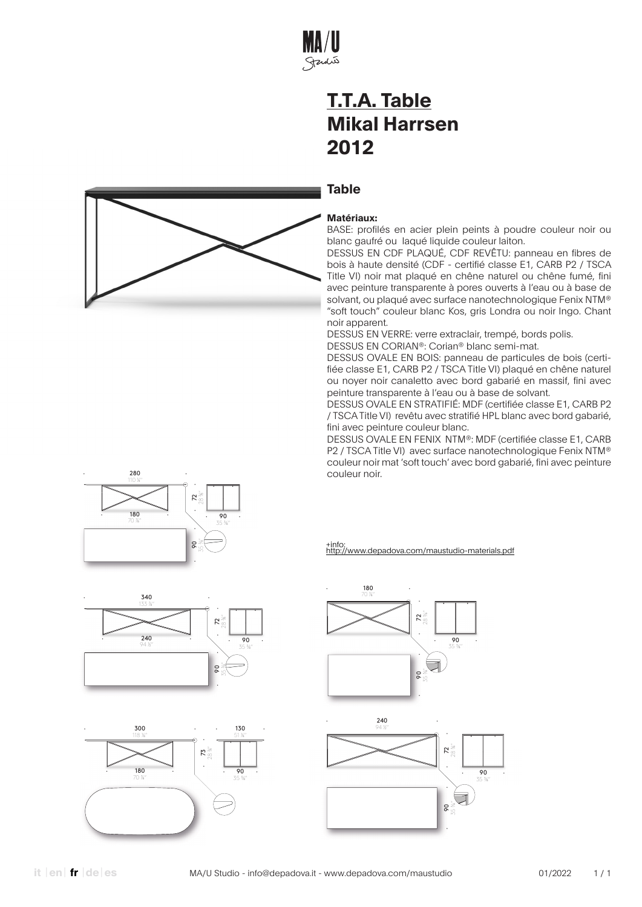# T.T.A. Table
# Mikal Harrsen
# 2012

## Table

**Matériaux:**

BASE: profilés en acier plein peints à poudre couleur noir ou blanc gaufré ou laqué liquide couleur laiton.

DESSUS EN CDF PLAQUÉ, CDF REVÊTU: panneau en fibres de bois à haute densité (CDF - certifié classe E1, CARB P2 / TSCA Title VI) noir mat plaqué en chêne naturel ou chêne fumé, fini avec peinture transparente à pores ouverts à l'eau ou à base de solvant, ou plaqué avec surface nanotechnologique Fenix NTM® "soft touch" couleur blanc Kos, gris Londra ou noir Ingo. Chant noir apparent.

DESSUS EN VERRE: verre extraclair, trempé, bords polis.

DESSUS EN CORIAN®: Corian® blanc semi-mat.

DESSUS OVALE EN BOIS: panneau de particules de bois (certifiée classe E1, CARB P2 / TSCA Title VI) plaqué en chêne naturel ou noyer noir canaletto avec bord gabarié en massif, fini avec peinture transparente à l'eau ou à base de solvant.

DESSUS OVALE EN STRATIFIÉ: MDF (certifiée classe E1, CARB P2 / TSCA Title VI) revêtu avec stratifié HPL blanc avec bord gabarié, fini avec peinture couleur blanc.

DESSUS OVALE EN FENIX NTM®: MDF (certifiée classe E1, CARB P2 / TSCA Title VI) avec surface nanotechnologique Fenix NTM® couleur noir mat 'soft touch' avec bord gabarié, fini avec peinture couleur noir.

+info:
http://www.depadova.com/maustudio-materials.pdf

280 / 110 ¼"
180 / 70 ⅞"
72 / 28 ⅜"
90 / 35 ⅜"
90 / 35 ⅜"

340 / 133 ⅞"
240 / 94 ½"
72 / 28 ⅜"
90 / 35 ⅜"
90 / 35 ⅜"

300 / 118 ⅛"
180 / 70 ⅞"
73 / 28 ¾"
130 / 51 ⅛"
90 / 35 ⅜"

180 / 70 ⅞"
72 / 28 ⅜"
90 / 35 ⅜"
90 / 35 ⅜"

240 / 94 ½"
72 / 28 ⅜"
90 / 35 ⅜"
90 / 35 ⅜"

it | en | fr | de | es

MA/U Studio - info@depadova.it - www.depadova.com/maustudio 01/2022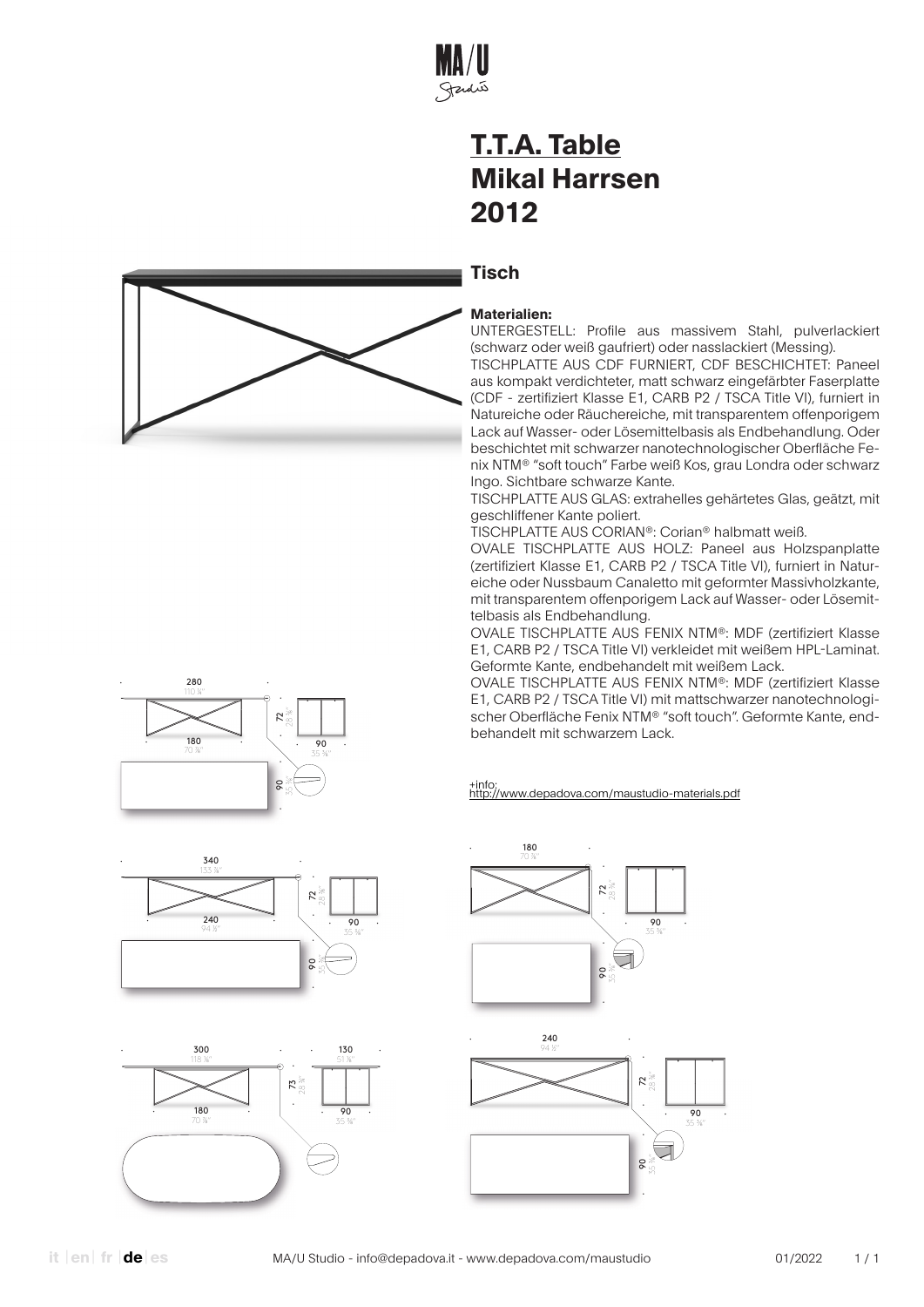# T.T.A. Table
# Mikal Harrsen
# 2012

## Tisch

**Materialien:**

UNTERGESTELL: Profile aus massivem Stahl, pulverlackiert (schwarz oder weiß gaufriert) oder nasslackiert (Messing).

TISCHPLATTE AUS CDF FURNIERT, CDF BESCHICHTET: Paneel aus kompakt verdichteter, matt schwarz eingefärbter Faserplatte (CDF - zertifiziert Klasse E1, CARB P2 / TSCA Title VI), furniert in Natureiche oder Räuchereiche, mit transparentem offenporigem Lack auf Wasser- oder Lösemittelbasis als Endbehandlung. Oder beschichtet mit schwarzer nanotechnologischer Oberfläche Fenix NTM® "soft touch" Farbe weiß Kos, grau Londra oder schwarz Ingo. Sichtbare schwarze Kante.

TISCHPLATTE AUS GLAS: extrahelles gehärtetes Glas, geätzt, mit geschliffener Kante poliert.

TISCHPLATTE AUS CORIAN®: Corian® halbmatt weiß.

OVALE TISCHPLATTE AUS HOLZ: Paneel aus Holzspanplatte (zertifiziert Klasse E1, CARB P2 / TSCA Title VI), furniert in Natureiche oder Nussbaum Canaletto mit geformter Massivholzkante, mit transparentem offenporigem Lack auf Wasser- oder Lösemittelbasis als Endbehandlung.

OVALE TISCHPLATTE AUS FENIX NTM®: MDF (zertifiziert Klasse E1, CARB P2 / TSCA Title VI) verkleidet mit weißem HPL-Laminat. Geformte Kante, endbehandelt mit weißem Lack.

OVALE TISCHPLATTE AUS FENIX NTM®: MDF (zertifiziert Klasse E1, CARB P2 / TSCA Title VI) mit mattschwarzer nanotechnologischer Oberfläche Fenix NTM® "soft touch". Geformte Kante, endbehandelt mit schwarzem Lack.

+info:
http://www.depadova.com/maustudio-materials.pdf

280 / 110 ¼" — 180 / 70 ⅞" — 72 / 28 ¾" — 90 / 35 ⅜" — 90 / 35 ⅜"

340 / 133 ⅞" — 240 / 94 ½" — 72 / 28 ¾" — 90 / 35 ⅜" — 90 / 35 ⅜"

300 / 118 ⅛" — 180 / 70 ⅞" — 73 / 28 ¾" — 130 / 51 ⅛" — 90 / 35 ⅜"

180 / 70 ⅞" — 72 / 28 ¾" — 90 / 35 ⅜" — 90 / 35 ⅜"

240 / 94 ½" — 72 / 28 ¾" — 90 / 35 ⅜" — 90 / 35 ⅜"

it | en | fr | **de** | es

MA/U Studio - info@depadova.it - www.depadova.com/maustudio — 01/2022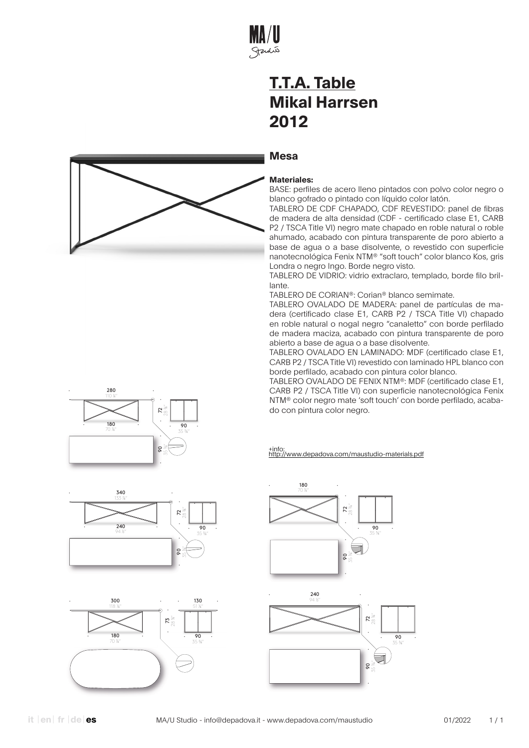MA/U Studio

# T.T.A. Table
# Mikal Harrsen
# 2012

## Mesa

**Materiales:**

BASE: perfiles de acero lleno pintados con polvo color negro o blanco gofrado o pintado con líquido color latón.

TABLERO DE CDF CHAPADO, CDF REVESTIDO: panel de fibras de madera de alta densidad (CDF - certificado clase E1, CARB P2 / TSCA Title VI) negro mate chapado en roble natural o roble ahumado, acabado con pintura transparente de poro abierto a base de agua o a base disolvente, o revestido con superficie nanotecnológica Fenix NTM® "soft touch" color blanco Kos, gris Londra o negro Ingo. Borde negro visto.

TABLERO DE VIDRIO: vidrio extraclaro, templado, borde filo brillante.

TABLERO DE CORIAN®: Corian® blanco semimate.

TABLERO OVALADO DE MADERA: panel de partículas de madera (certificado clase E1, CARB P2 / TSCA Title VI) chapado en roble natural o nogal negro "canaletto" con borde perfilado de madera maciza, acabado con pintura transparente de poro abierto a base de agua o a base disolvente.

TABLERO OVALADO EN LAMINADO: MDF (certificado clase E1, CARB P2 / TSCA Title VI) revestido con laminado HPL blanco con borde perfilado, acabado con pintura color blanco.

TABLERO OVALADO DE FENIX NTM®: MDF (certificado clase E1, CARB P2 / TSCA Title VI) con superficie nanotecnológica Fenix NTM® color negro mate 'soft touch' con borde perfilado, acabado con pintura color negro.

+info:
http://www.depadova.com/maustudio-materials.pdf

280
110 ¼"
180
70 ⅞"
72
28 ⅜"
90
35 ⅜"
90
35 ⅜"

340
133 ⅞"
240
94 ½"
72
28 ⅜"
90
35 ⅜"
90
35 ⅜"

300
118 ⅛"
180
70 ⅞"
73
28 ¾"
130
51 ⅛"
90
35 ⅜"

180
70 ⅞"
72
28 ⅜"
90
35 ⅜"
90
35 ⅜"

240
94 ½"
72
28 ⅜"
90
35 ⅜"
90
35 ⅜"

it | en | fr | de | es

MA/U Studio - info@depadova.it - www.depadova.com/maustudio 01/2022